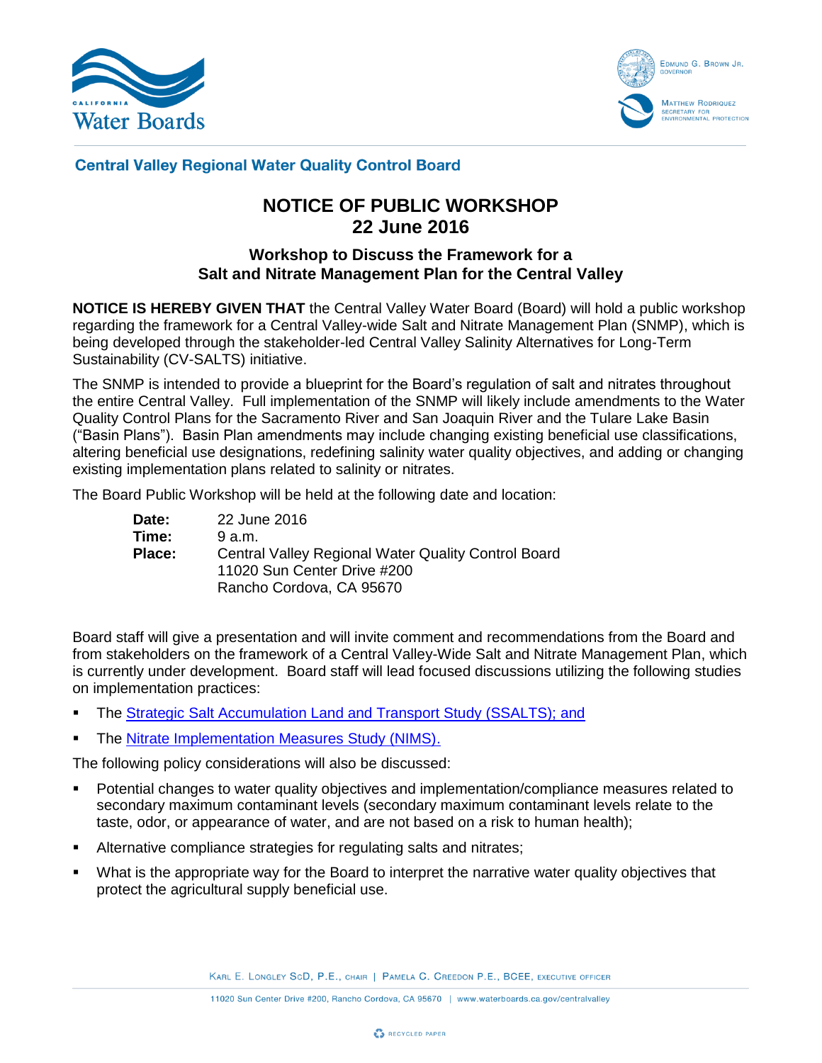California Water Boards

Edmund G. Brown Jr., Governor

Matthew Rodriquez, Secretary for Environmental Protection

**Central Valley Regional Water Quality Control Board**

# NOTICE OF PUBLIC WORKSHOP
# 22 June 2016

## Workshop to Discuss the Framework for a Salt and Nitrate Management Plan for the Central Valley

**NOTICE IS HEREBY GIVEN THAT** the Central Valley Water Board (Board) will hold a public workshop regarding the framework for a Central Valley-wide Salt and Nitrate Management Plan (SNMP), which is being developed through the stakeholder-led Central Valley Salinity Alternatives for Long-Term Sustainability (CV-SALTS) initiative.

The SNMP is intended to provide a blueprint for the Board's regulation of salt and nitrates throughout the entire Central Valley. Full implementation of the SNMP will likely include amendments to the Water Quality Control Plans for the Sacramento River and San Joaquin River and the Tulare Lake Basin ("Basin Plans"). Basin Plan amendments may include changing existing beneficial use classifications, altering beneficial use designations, redefining salinity water quality objectives, and adding or changing existing implementation plans related to salinity or nitrates.

The Board Public Workshop will be held at the following date and location:

**Date:** 22 June 2016
**Time:** 9 a.m.
**Place:** Central Valley Regional Water Quality Control Board
11020 Sun Center Drive #200
Rancho Cordova, CA 95670

Board staff will give a presentation and will invite comment and recommendations from the Board and from stakeholders on the framework of a Central Valley-Wide Salt and Nitrate Management Plan, which is currently under development. Board staff will lead focused discussions utilizing the following studies on implementation practices:

- The Strategic Salt Accumulation Land and Transport Study (SSALTS); and
- The Nitrate Implementation Measures Study (NIMS).

The following policy considerations will also be discussed:

- Potential changes to water quality objectives and implementation/compliance measures related to secondary maximum contaminant levels (secondary maximum contaminant levels relate to the taste, odor, or appearance of water, and are not based on a risk to human health);
- Alternative compliance strategies for regulating salts and nitrates;
- What is the appropriate way for the Board to interpret the narrative water quality objectives that protect the agricultural supply beneficial use.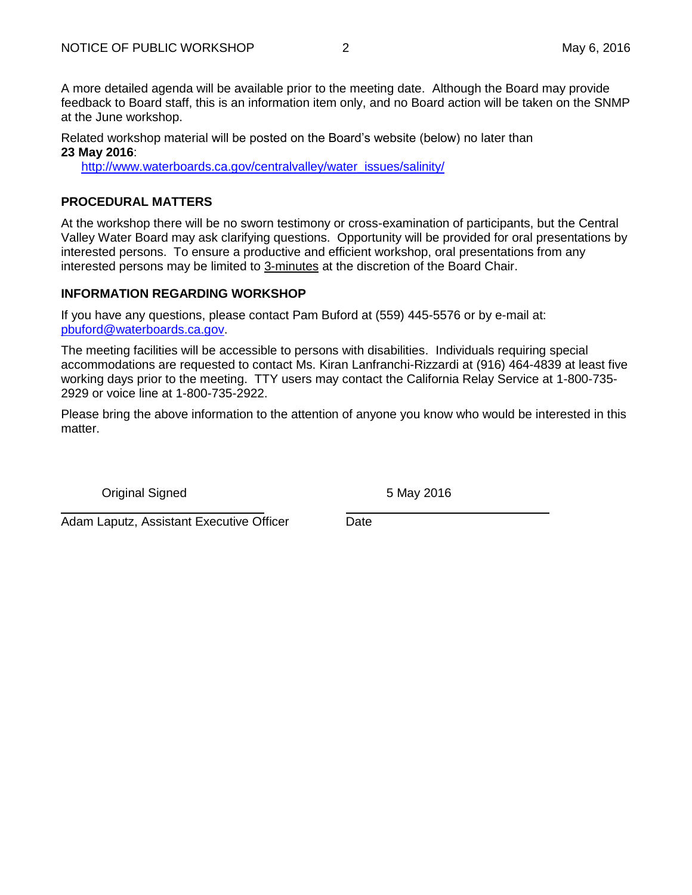A more detailed agenda will be available prior to the meeting date. Although the Board may provide feedback to Board staff, this is an information item only, and no Board action will be taken on the SNMP at the June workshop.

Related workshop material will be posted on the Board's website (below) no later than **23 May 2016**:

http://www.waterboards.ca.gov/centralvalley/water_issues/salinity/

**PROCEDURAL MATTERS**

At the workshop there will be no sworn testimony or cross-examination of participants, but the Central Valley Water Board may ask clarifying questions. Opportunity will be provided for oral presentations by interested persons. To ensure a productive and efficient workshop, oral presentations from any interested persons may be limited to 3-minutes at the discretion of the Board Chair.

**INFORMATION REGARDING WORKSHOP**

If you have any questions, please contact Pam Buford at (559) 445-5576 or by e-mail at: pbuford@waterboards.ca.gov.

The meeting facilities will be accessible to persons with disabilities. Individuals requiring special accommodations are requested to contact Ms. Kiran Lanfranchi-Rizzardi at (916) 464-4839 at least five working days prior to the meeting. TTY users may contact the California Relay Service at 1-800-735-2929 or voice line at 1-800-735-2922.

Please bring the above information to the attention of anyone you know who would be interested in this matter.

Original Signed — 5 May 2016

Adam Laputz, Assistant Executive Officer — Date